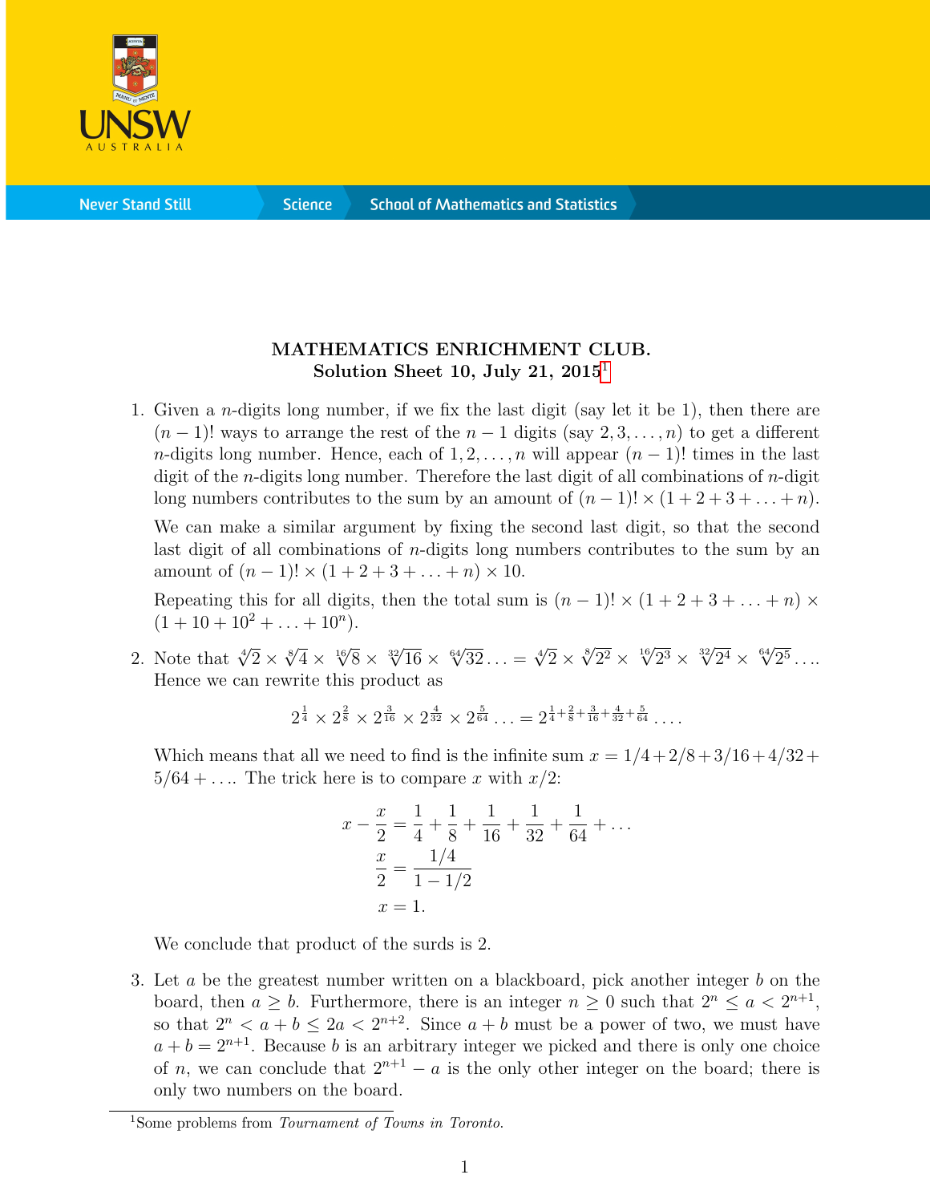**MATHEMATICS ENRICHMENT CLUB.**
**Solution Sheet 10, July 21, 2015**[1]

1. Given a $n$-digits long number, if we fix the last digit (say let it be 1), then there are $(n-1)!$ ways to arrange the rest of the $n-1$ digits (say $2, 3, \ldots, n$) to get a different $n$-digits long number. Hence, each of $1, 2, \ldots, n$ will appear $(n-1)!$ times in the last digit of the $n$-digits long number. Therefore the last digit of all combinations of $n$-digit long numbers contributes to the sum by an amount of $(n-1)! \times (1 + 2 + 3 + \ldots + n)$.

   We can make a similar argument by fixing the second last digit, so that the second last digit of all combinations of $n$-digits long numbers contributes to the sum by an amount of $(n-1)! \times (1 + 2 + 3 + \ldots + n) \times 10$.

   Repeating this for all digits, then the total sum is $(n-1)! \times (1 + 2 + 3 + \ldots + n) \times (1 + 10 + 10^2 + \ldots + 10^n)$.

2. Note that $\sqrt[4]{2} \times \sqrt[8]{4} \times \sqrt[16]{8} \times \sqrt[32]{16} \times \sqrt[64]{32} \ldots = \sqrt[4]{2} \times \sqrt[8]{2^2} \times \sqrt[16]{2^3} \times \sqrt[32]{2^4} \times \sqrt[64]{2^5} \ldots$. Hence we can rewrite this product as

   $$2^{\frac{1}{4}} \times 2^{\frac{2}{8}} \times 2^{\frac{3}{16}} \times 2^{\frac{4}{32}} \times 2^{\frac{5}{64}} \ldots = 2^{\frac{1}{4}+\frac{2}{8}+\frac{3}{16}+\frac{4}{32}+\frac{5}{64}} \ldots.$$

   Which means that all we need to find is the infinite sum $x = 1/4 + 2/8 + 3/16 + 4/32 + 5/64 + \ldots$. The trick here is to compare $x$ with $x/2$:

   $$\begin{aligned} x - \frac{x}{2} &= \frac{1}{4} + \frac{1}{8} + \frac{1}{16} + \frac{1}{32} + \frac{1}{64} + \ldots \\ \frac{x}{2} &= \frac{1/4}{1 - 1/2} \\ x &= 1. \end{aligned}$$

   We conclude that product of the surds is 2.

3. Let $a$ be the greatest number written on a blackboard, pick another integer $b$ on the board, then $a \geq b$. Furthermore, there is an integer $n \geq 0$ such that $2^n \leq a < 2^{n+1}$, so that $2^n < a + b \leq 2a < 2^{n+2}$. Since $a + b$ must be a power of two, we must have $a + b = 2^{n+1}$. Because $b$ is an arbitrary integer we picked and there is only one choice of $n$, we can conclude that $2^{n+1} - a$ is the only other integer on the board; there is only two numbers on the board.

[1] Some problems from *Tournament of Towns in Toronto*.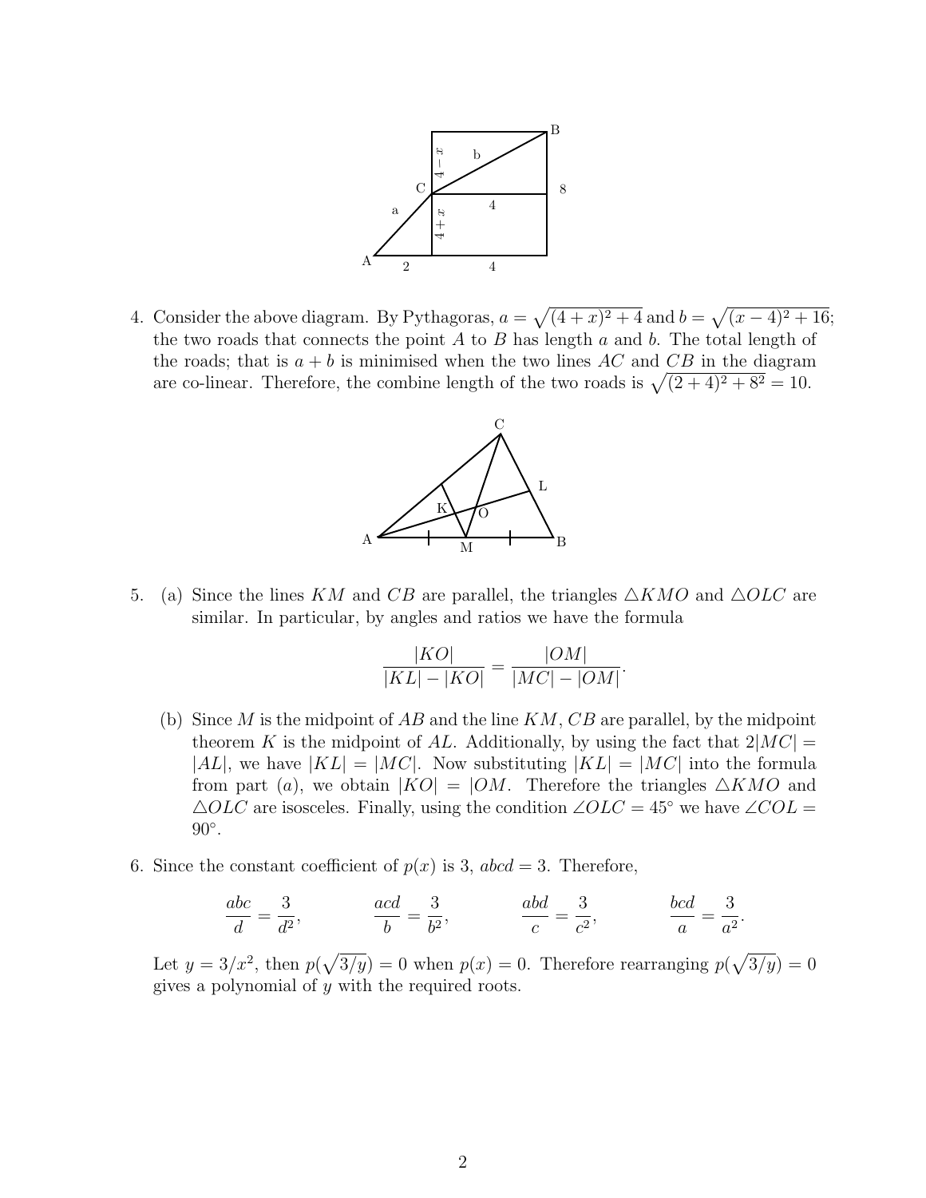B

b

$4-x$

C

8

4

a

$4+x$

A

2

4

4. Consider the above diagram. By Pythagoras, $a = \sqrt{(4+x)^2 + 4}$ and $b = \sqrt{(x-4)^2 + 16}$; the two roads that connects the point $A$ to $B$ has length $a$ and $b$. The total length of the roads; that is $a + b$ is minimised when the two lines $AC$ and $CB$ in the diagram are co-linear. Therefore, the combine length of the two roads is $\sqrt{(2+4)^2 + 8^2} = 10$.

C

L

K

O

A

M

B

5. (a) Since the lines $KM$ and $CB$ are parallel, the triangles $\triangle KMO$ and $\triangle OLC$ are similar. In particular, by angles and ratios we have the formula

$$\frac{|KO|}{|KL| - |KO|} = \frac{|OM|}{|MC| - |OM|}.$$

   (b) Since $M$ is the midpoint of $AB$ and the line $KM$, $CB$ are parallel, by the midpoint theorem $K$ is the midpoint of $AL$. Additionally, by using the fact that $2|MC| = |AL|$, we have $|KL| = |MC|$. Now substituting $|KL| = |MC|$ into the formula from part $(a)$, we obtain $|KO| = |OM$. Therefore the triangles $\triangle KMO$ and $\triangle OLC$ are isosceles. Finally, using the condition $\angle OLC = 45°$ we have $\angle COL = 90°$.

6. Since the constant coefficient of $p(x)$ is 3, $abcd = 3$. Therefore,

$$\frac{abc}{d} = \frac{3}{d^2}, \qquad \frac{acd}{b} = \frac{3}{b^2}, \qquad \frac{abd}{c} = \frac{3}{c^2}, \qquad \frac{bcd}{a} = \frac{3}{a^2}.$$

Let $y = 3/x^2$, then $p(\sqrt{3/y}) = 0$ when $p(x) = 0$. Therefore rearranging $p(\sqrt{3/y}) = 0$ gives a polynomial of $y$ with the required roots.